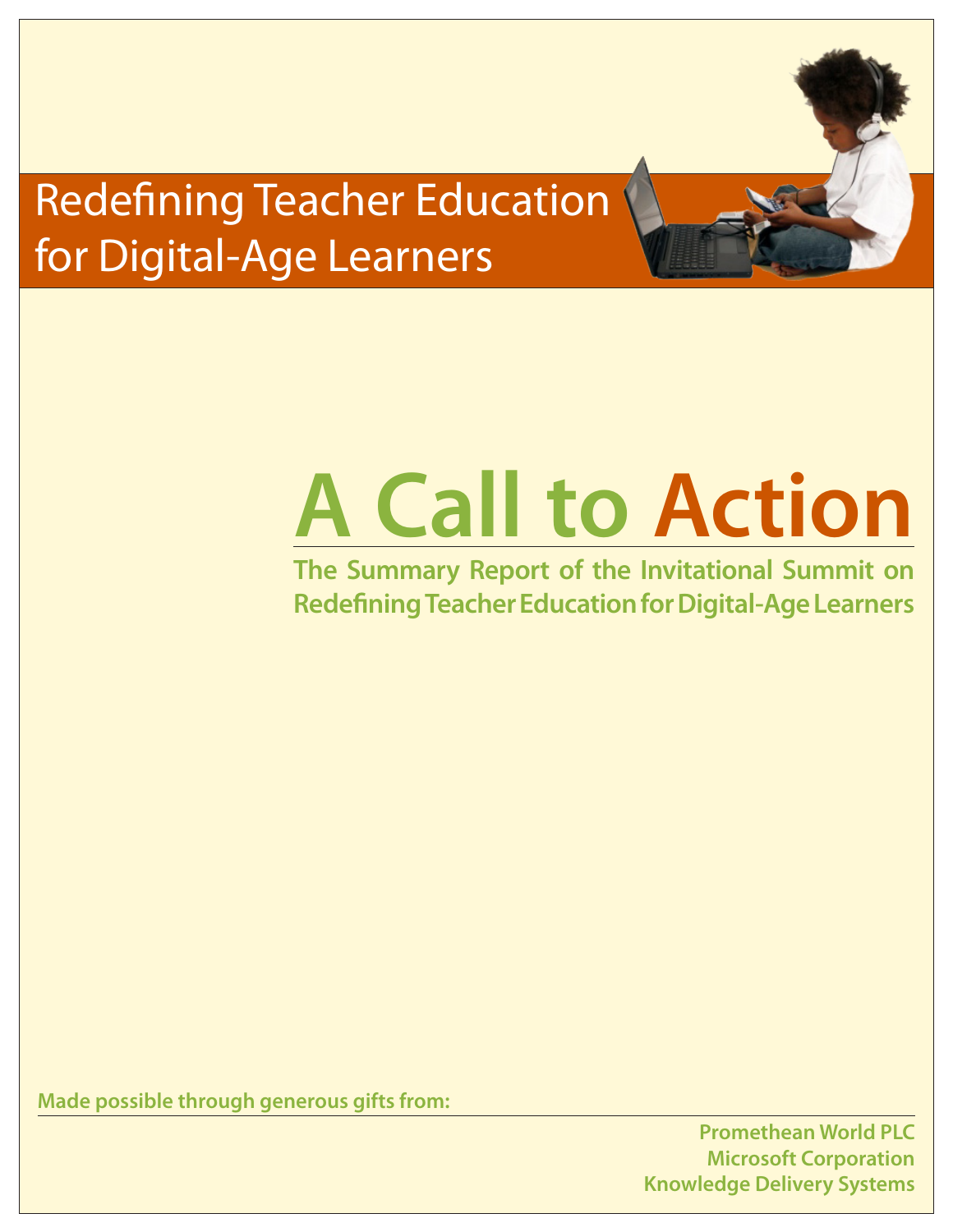# Redefining Teacher Education for Digital-Age Learners

# A Call to Action

**The Summary Report of the Invitational Summit on Redefining Teacher Education for Digital-Age Learners**

**Made possible through generous gifts from:**

**Promethean World PLC**
**Microsoft Corporation**
**Knowledge Delivery Systems**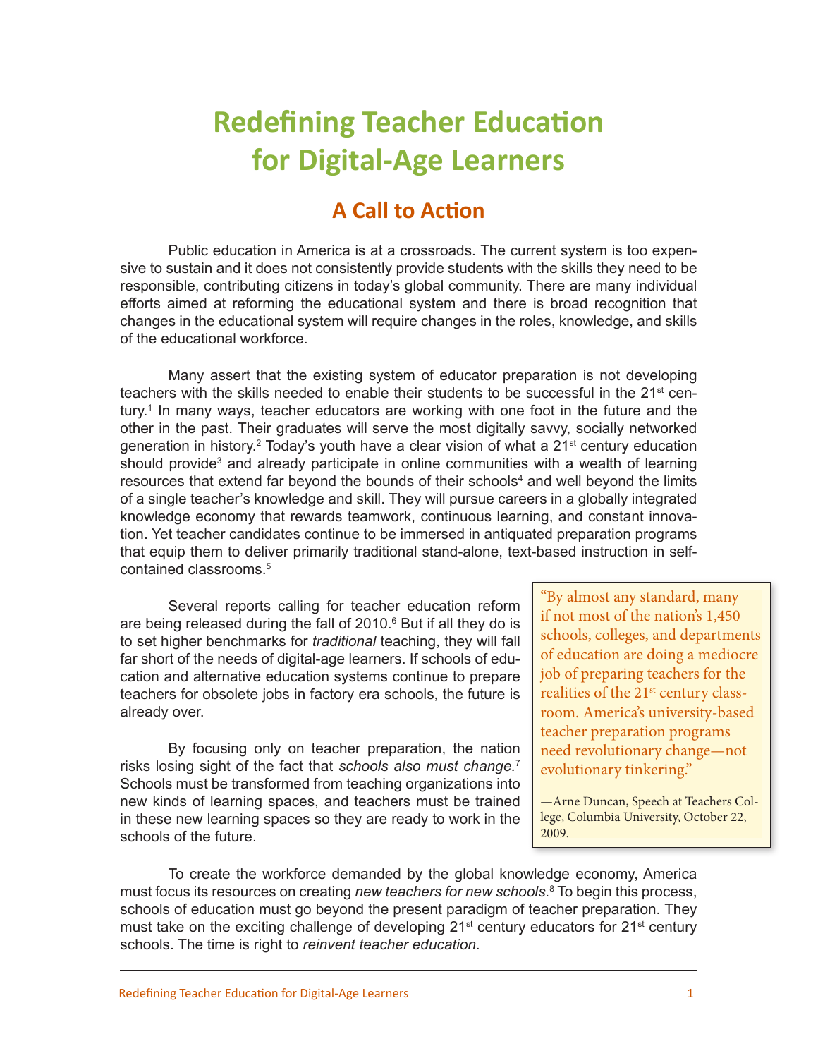# Redefining Teacher Education for Digital-Age Learners

## A Call to Action

Public education in America is at a crossroads. The current system is too expensive to sustain and it does not consistently provide students with the skills they need to be responsible, contributing citizens in today's global community. There are many individual efforts aimed at reforming the educational system and there is broad recognition that changes in the educational system will require changes in the roles, knowledge, and skills of the educational workforce.

Many assert that the existing system of educator preparation is not developing teachers with the skills needed to enable their students to be successful in the 21st century.[1] In many ways, teacher educators are working with one foot in the future and the other in the past. Their graduates will serve the most digitally savvy, socially networked generation in history.[2] Today's youth have a clear vision of what a 21st century education should provide[3] and already participate in online communities with a wealth of learning resources that extend far beyond the bounds of their schools[4] and well beyond the limits of a single teacher's knowledge and skill. They will pursue careers in a globally integrated knowledge economy that rewards teamwork, continuous learning, and constant innovation. Yet teacher candidates continue to be immersed in antiquated preparation programs that equip them to deliver primarily traditional stand-alone, text-based instruction in self-contained classrooms.[5]

Several reports calling for teacher education reform are being released during the fall of 2010.[6] But if all they do is to set higher benchmarks for *traditional* teaching, they will fall far short of the needs of digital-age learners. If schools of education and alternative education systems continue to prepare teachers for obsolete jobs in factory era schools, the future is already over.

By focusing only on teacher preparation, the nation risks losing sight of the fact that *schools also must change.*[7] Schools must be transformed from teaching organizations into new kinds of learning spaces, and teachers must be trained in these new learning spaces so they are ready to work in the schools of the future.

> "By almost any standard, many if not most of the nation's 1,450 schools, colleges, and departments of education are doing a mediocre job of preparing teachers for the realities of the 21st century classroom. America's university-based teacher preparation programs need revolutionary change—not evolutionary tinkering."
>
> —Arne Duncan, Speech at Teachers College, Columbia University, October 22, 2009.

To create the workforce demanded by the global knowledge economy, America must focus its resources on creating *new teachers for new schools*.[8] To begin this process, schools of education must go beyond the present paradigm of teacher preparation. They must take on the exciting challenge of developing 21st century educators for 21st century schools. The time is right to *reinvent teacher education*.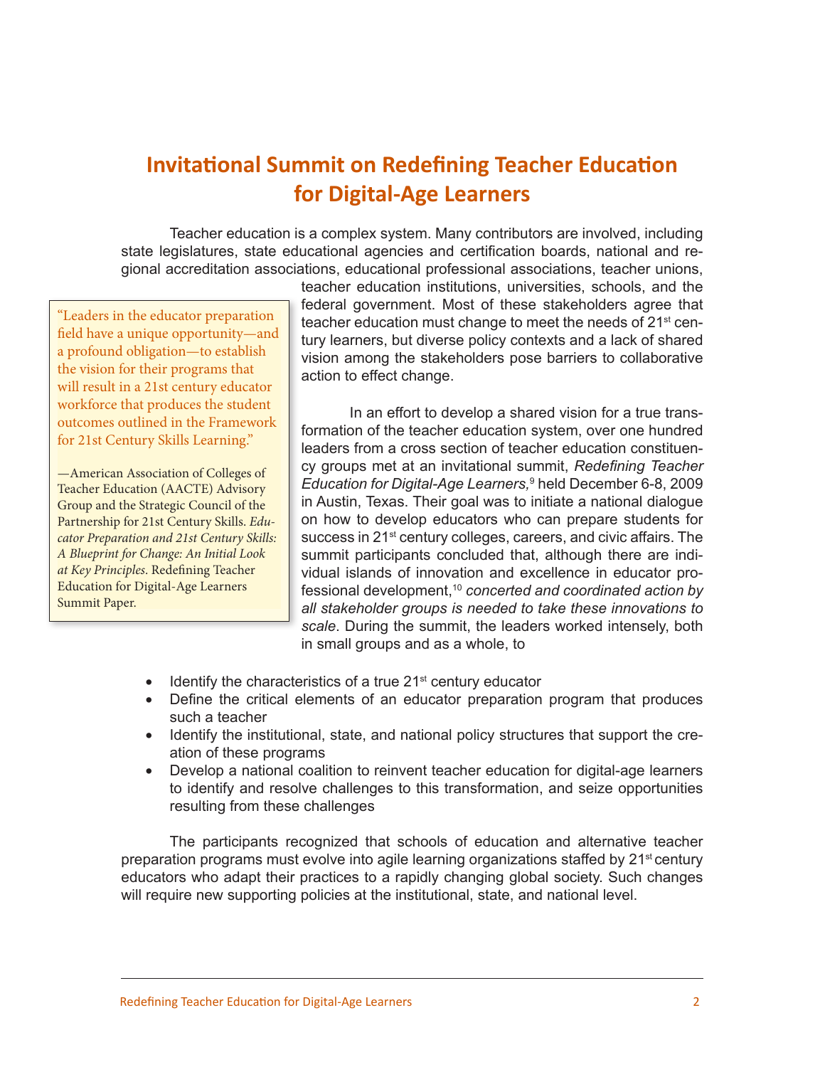# Invitational Summit on Redefining Teacher Education for Digital-Age Learners

Teacher education is a complex system. Many contributors are involved, including state legislatures, state educational agencies and certification boards, national and regional accreditation associations, educational professional associations, teacher unions, teacher education institutions, universities, schools, and the federal government. Most of these stakeholders agree that teacher education must change to meet the needs of 21st century learners, but diverse policy contexts and a lack of shared vision among the stakeholders pose barriers to collaborative action to effect change.

> "Leaders in the educator preparation field have a unique opportunity—and a profound obligation—to establish the vision for their programs that will result in a 21st century educator workforce that produces the student outcomes outlined in the Framework for 21st Century Skills Learning."
>
> —American Association of Colleges of Teacher Education (AACTE) Advisory Group and the Strategic Council of the Partnership for 21st Century Skills. *Educator Preparation and 21st Century Skills: A Blueprint for Change: An Initial Look at Key Principles*. Redefining Teacher Education for Digital-Age Learners Summit Paper.

In an effort to develop a shared vision for a true transformation of the teacher education system, over one hundred leaders from a cross section of teacher education constituency groups met at an invitational summit, *Redefining Teacher Education for Digital-Age Learners,*[9] held December 6-8, 2009 in Austin, Texas. Their goal was to initiate a national dialogue on how to develop educators who can prepare students for success in 21st century colleges, careers, and civic affairs. The summit participants concluded that, although there are individual islands of innovation and excellence in educator professional development,[10] *concerted and coordinated action by all stakeholder groups is needed to take these innovations to scale*. During the summit, the leaders worked intensely, both in small groups and as a whole, to

- Identify the characteristics of a true 21st century educator
- Define the critical elements of an educator preparation program that produces such a teacher
- Identify the institutional, state, and national policy structures that support the creation of these programs
- Develop a national coalition to reinvent teacher education for digital-age learners to identify and resolve challenges to this transformation, and seize opportunities resulting from these challenges

The participants recognized that schools of education and alternative teacher preparation programs must evolve into agile learning organizations staffed by 21st century educators who adapt their practices to a rapidly changing global society. Such changes will require new supporting policies at the institutional, state, and national level.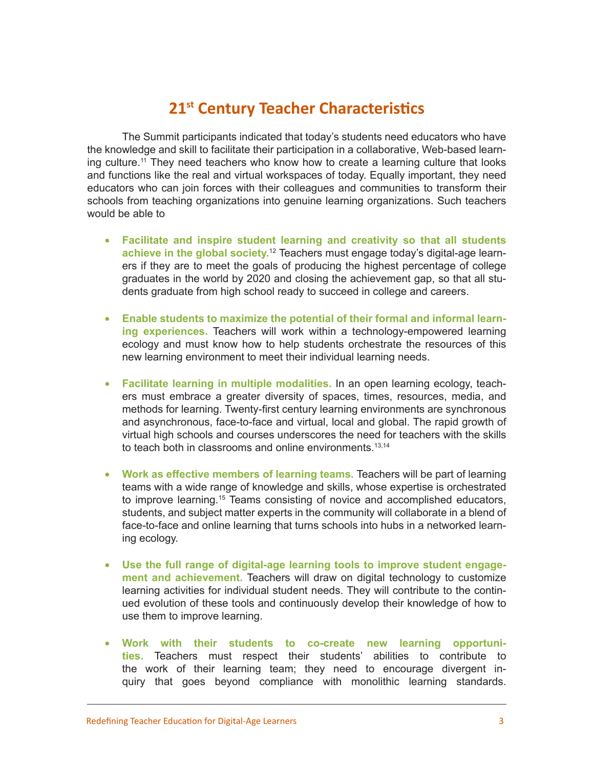## 21st Century Teacher Characteristics

The Summit participants indicated that today's students need educators who have the knowledge and skill to facilitate their participation in a collaborative, Web-based learning culture.[11] They need teachers who know how to create a learning culture that looks and functions like the real and virtual workspaces of today. Equally important, they need educators who can join forces with their colleagues and communities to transform their schools from teaching organizations into genuine learning organizations. Such teachers would be able to

- **Facilitate and inspire student learning and creativity so that all students achieve in the global society.**[12] Teachers must engage today's digital-age learners if they are to meet the goals of producing the highest percentage of college graduates in the world by 2020 and closing the achievement gap, so that all students graduate from high school ready to succeed in college and careers.

- **Enable students to maximize the potential of their formal and informal learning experiences.** Teachers will work within a technology-empowered learning ecology and must know how to help students orchestrate the resources of this new learning environment to meet their individual learning needs.

- **Facilitate learning in multiple modalities.** In an open learning ecology, teachers must embrace a greater diversity of spaces, times, resources, media, and methods for learning. Twenty-first century learning environments are synchronous and asynchronous, face-to-face and virtual, local and global. The rapid growth of virtual high schools and courses underscores the need for teachers with the skills to teach both in classrooms and online environments.[13,14]

- **Work as effective members of learning teams.** Teachers will be part of learning teams with a wide range of knowledge and skills, whose expertise is orchestrated to improve learning.[15] Teams consisting of novice and accomplished educators, students, and subject matter experts in the community will collaborate in a blend of face-to-face and online learning that turns schools into hubs in a networked learning ecology.

- **Use the full range of digital-age learning tools to improve student engagement and achievement.** Teachers will draw on digital technology to customize learning activities for individual student needs. They will contribute to the continued evolution of these tools and continuously develop their knowledge of how to use them to improve learning.

- **Work with their students to co-create new learning opportunities.** Teachers must respect their students' abilities to contribute to the work of their learning team; they need to encourage divergent inquiry that goes beyond compliance with monolithic learning standards.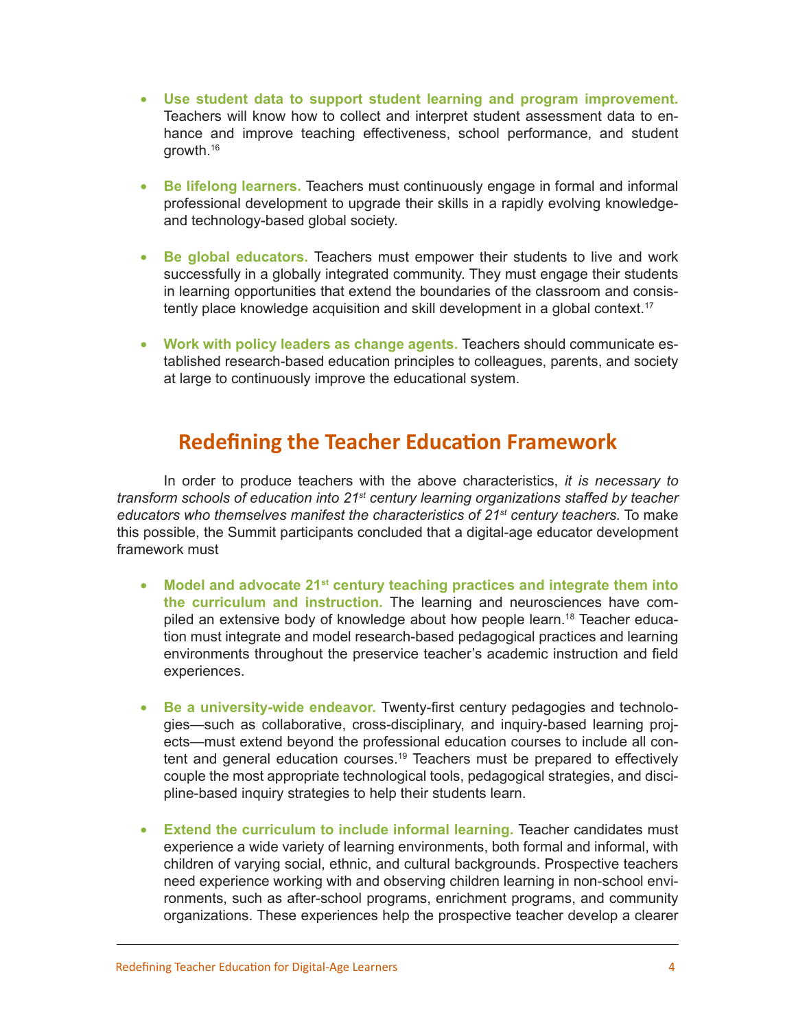- **Use student data to support student learning and program improvement.** Teachers will know how to collect and interpret student assessment data to enhance and improve teaching effectiveness, school performance, and student growth.[16]

- **Be lifelong learners.** Teachers must continuously engage in formal and informal professional development to upgrade their skills in a rapidly evolving knowledge- and technology-based global society.

- **Be global educators.** Teachers must empower their students to live and work successfully in a globally integrated community. They must engage their students in learning opportunities that extend the boundaries of the classroom and consistently place knowledge acquisition and skill development in a global context.[17]

- **Work with policy leaders as change agents.** Teachers should communicate established research-based education principles to colleagues, parents, and society at large to continuously improve the educational system.

## Redefining the Teacher Education Framework

In order to produce teachers with the above characteristics, *it is necessary to transform schools of education into 21st century learning organizations staffed by teacher educators who themselves manifest the characteristics of 21st century teachers.* To make this possible, the Summit participants concluded that a digital-age educator development framework must

- **Model and advocate 21st century teaching practices and integrate them into the curriculum and instruction.** The learning and neurosciences have compiled an extensive body of knowledge about how people learn.[18] Teacher education must integrate and model research-based pedagogical practices and learning environments throughout the preservice teacher's academic instruction and field experiences.

- **Be a university-wide endeavor.** Twenty-first century pedagogies and technologies—such as collaborative, cross-disciplinary, and inquiry-based learning projects—must extend beyond the professional education courses to include all content and general education courses.[19] Teachers must be prepared to effectively couple the most appropriate technological tools, pedagogical strategies, and discipline-based inquiry strategies to help their students learn.

- **Extend the curriculum to include informal learning.** Teacher candidates must experience a wide variety of learning environments, both formal and informal, with children of varying social, ethnic, and cultural backgrounds. Prospective teachers need experience working with and observing children learning in non-school environments, such as after-school programs, enrichment programs, and community organizations. These experiences help the prospective teacher develop a clearer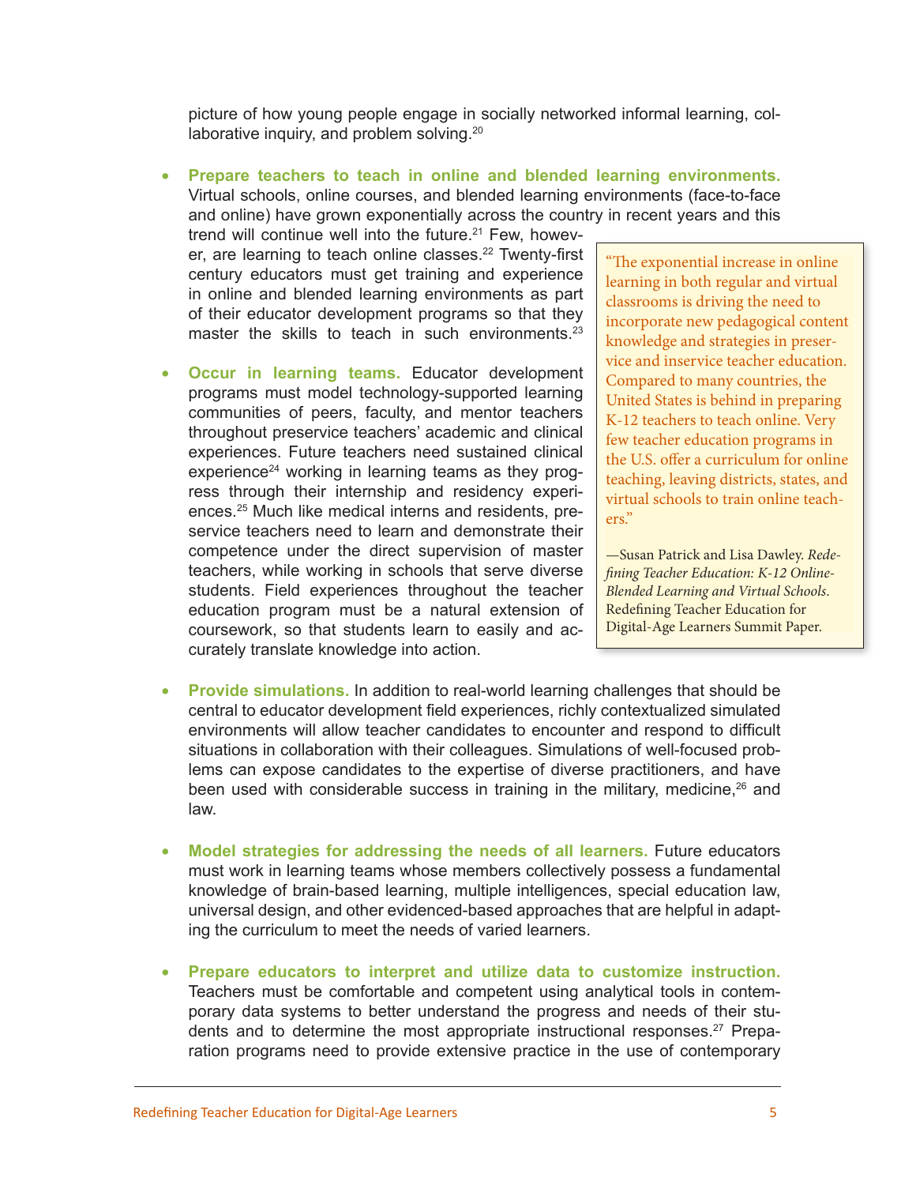picture of how young people engage in socially networked informal learning, collaborative inquiry, and problem solving.[20]

- **Prepare teachers to teach in online and blended learning environments.** Virtual schools, online courses, and blended learning environments (face-to-face and online) have grown exponentially across the country in recent years and this trend will continue well into the future.[21] Few, however, are learning to teach online classes.[22] Twenty-first century educators must get training and experience in online and blended learning environments as part of their educator development programs so that they master the skills to teach in such environments.[23]

- **Occur in learning teams.** Educator development programs must model technology-supported learning communities of peers, faculty, and mentor teachers throughout preservice teachers' academic and clinical experiences. Future teachers need sustained clinical experience[24] working in learning teams as they progress through their internship and residency experiences.[25] Much like medical interns and residents, preservice teachers need to learn and demonstrate their competence under the direct supervision of master teachers, while working in schools that serve diverse students. Field experiences throughout the teacher education program must be a natural extension of coursework, so that students learn to easily and accurately translate knowledge into action.

> "The exponential increase in online learning in both regular and virtual classrooms is driving the need to incorporate new pedagogical content knowledge and strategies in preservice and inservice teacher education. Compared to many countries, the United States is behind in preparing K-12 teachers to teach online. Very few teacher education programs in the U.S. offer a curriculum for online teaching, leaving districts, states, and virtual schools to train online teachers."
>
> —Susan Patrick and Lisa Dawley. *Redefining Teacher Education: K-12 Online-Blended Learning and Virtual Schools.* Redefining Teacher Education for Digital-Age Learners Summit Paper.

- **Provide simulations.** In addition to real-world learning challenges that should be central to educator development field experiences, richly contextualized simulated environments will allow teacher candidates to encounter and respond to difficult situations in collaboration with their colleagues. Simulations of well-focused problems can expose candidates to the expertise of diverse practitioners, and have been used with considerable success in training in the military, medicine,[26] and law.

- **Model strategies for addressing the needs of all learners.** Future educators must work in learning teams whose members collectively possess a fundamental knowledge of brain-based learning, multiple intelligences, special education law, universal design, and other evidenced-based approaches that are helpful in adapting the curriculum to meet the needs of varied learners.

- **Prepare educators to interpret and utilize data to customize instruction.** Teachers must be comfortable and competent using analytical tools in contemporary data systems to better understand the progress and needs of their students and to determine the most appropriate instructional responses.[27] Preparation programs need to provide extensive practice in the use of contemporary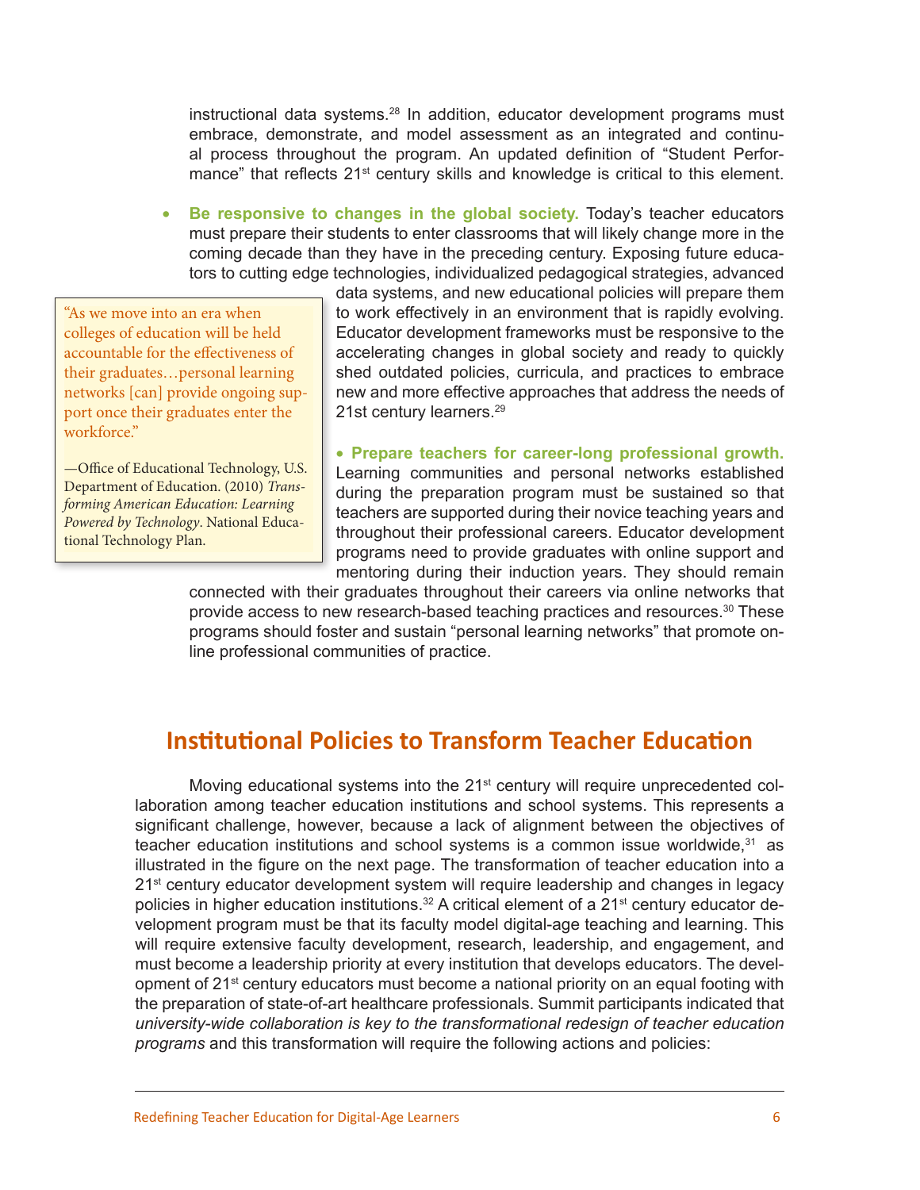instructional data systems.[28] In addition, educator development programs must embrace, demonstrate, and model assessment as an integrated and continual process throughout the program. An updated definition of "Student Performance" that reflects 21st century skills and knowledge is critical to this element.

- **Be responsive to changes in the global society.** Today's teacher educators must prepare their students to enter classrooms that will likely change more in the coming decade than they have in the preceding century. Exposing future educators to cutting edge technologies, individualized pedagogical strategies, advanced data systems, and new educational policies will prepare them to work effectively in an environment that is rapidly evolving. Educator development frameworks must be responsive to the accelerating changes in global society and ready to quickly shed outdated policies, curricula, and practices to embrace new and more effective approaches that address the needs of 21st century learners.[29]

- **Prepare teachers for career-long professional growth.** Learning communities and personal networks established during the preparation program must be sustained so that teachers are supported during their novice teaching years and throughout their professional careers. Educator development programs need to provide graduates with online support and mentoring during their induction years. They should remain connected with their graduates throughout their careers via online networks that provide access to new research-based teaching practices and resources.[30] These programs should foster and sustain "personal learning networks" that promote online professional communities of practice.

> "As we move into an era when colleges of education will be held accountable for the effectiveness of their graduates…personal learning networks [can] provide ongoing support once their graduates enter the workforce."
>
> —Office of Educational Technology, U.S. Department of Education. (2010) *Transforming American Education: Learning Powered by Technology*. National Educational Technology Plan.

## Institutional Policies to Transform Teacher Education

Moving educational systems into the 21st century will require unprecedented collaboration among teacher education institutions and school systems. This represents a significant challenge, however, because a lack of alignment between the objectives of teacher education institutions and school systems is a common issue worldwide,[31] as illustrated in the figure on the next page. The transformation of teacher education into a 21st century educator development system will require leadership and changes in legacy policies in higher education institutions.[32] A critical element of a 21st century educator development program must be that its faculty model digital-age teaching and learning. This will require extensive faculty development, research, leadership, and engagement, and must become a leadership priority at every institution that develops educators. The development of 21st century educators must become a national priority on an equal footing with the preparation of state-of-art healthcare professionals. Summit participants indicated that *university-wide collaboration is key to the transformational redesign of teacher education programs* and this transformation will require the following actions and policies: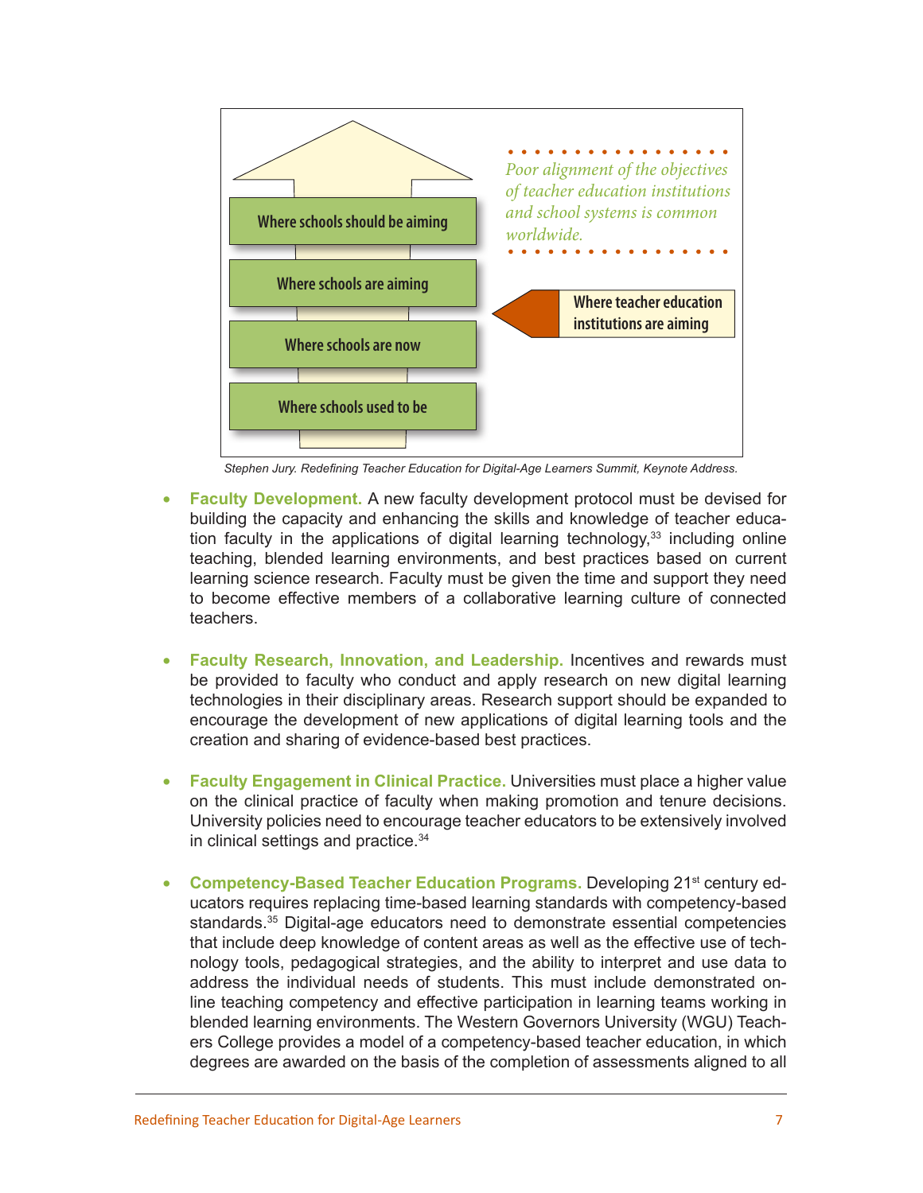Where schools should be aiming

Where schools are aiming

Where schools are now

Where schools used to be

*Poor alignment of the objectives of teacher education institutions and school systems is common worldwide.*

Where teacher education institutions are aiming

*Stephen Jury. Redefining Teacher Education for Digital-Age Learners Summit, Keynote Address.*

- **Faculty Development.** A new faculty development protocol must be devised for building the capacity and enhancing the skills and knowledge of teacher education faculty in the applications of digital learning technology,[33] including online teaching, blended learning environments, and best practices based on current learning science research. Faculty must be given the time and support they need to become effective members of a collaborative learning culture of connected teachers.

- **Faculty Research, Innovation, and Leadership.** Incentives and rewards must be provided to faculty who conduct and apply research on new digital learning technologies in their disciplinary areas. Research support should be expanded to encourage the development of new applications of digital learning tools and the creation and sharing of evidence-based best practices.

- **Faculty Engagement in Clinical Practice.** Universities must place a higher value on the clinical practice of faculty when making promotion and tenure decisions. University policies need to encourage teacher educators to be extensively involved in clinical settings and practice.[34]

- **Competency-Based Teacher Education Programs.** Developing 21st century educators requires replacing time-based learning standards with competency-based standards.[35] Digital-age educators need to demonstrate essential competencies that include deep knowledge of content areas as well as the effective use of technology tools, pedagogical strategies, and the ability to interpret and use data to address the individual needs of students. This must include demonstrated online teaching competency and effective participation in learning teams working in blended learning environments. The Western Governors University (WGU) Teachers College provides a model of a competency-based teacher education, in which degrees are awarded on the basis of the completion of assessments aligned to all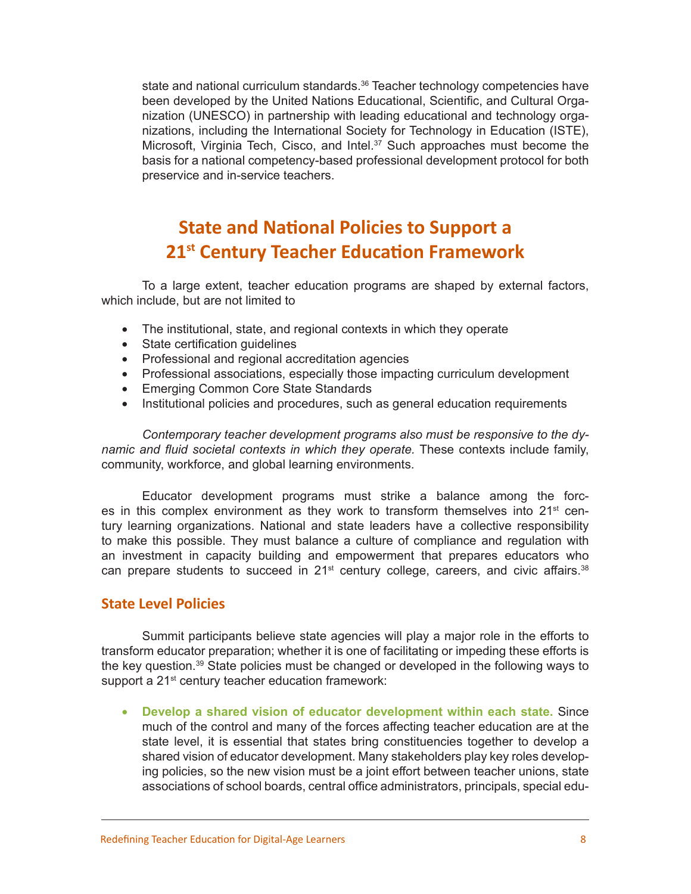state and national curriculum standards.[36] Teacher technology competencies have been developed by the United Nations Educational, Scientific, and Cultural Organization (UNESCO) in partnership with leading educational and technology organizations, including the International Society for Technology in Education (ISTE), Microsoft, Virginia Tech, Cisco, and Intel.[37] Such approaches must become the basis for a national competency-based professional development protocol for both preservice and in-service teachers.

## State and National Policies to Support a 21st Century Teacher Education Framework

To a large extent, teacher education programs are shaped by external factors, which include, but are not limited to

- The institutional, state, and regional contexts in which they operate
- State certification guidelines
- Professional and regional accreditation agencies
- Professional associations, especially those impacting curriculum development
- Emerging Common Core State Standards
- Institutional policies and procedures, such as general education requirements

*Contemporary teacher development programs also must be responsive to the dynamic and fluid societal contexts in which they operate.* These contexts include family, community, workforce, and global learning environments.

Educator development programs must strike a balance among the forces in this complex environment as they work to transform themselves into 21st century learning organizations. National and state leaders have a collective responsibility to make this possible. They must balance a culture of compliance and regulation with an investment in capacity building and empowerment that prepares educators who can prepare students to succeed in 21st century college, careers, and civic affairs.[38]

### State Level Policies

Summit participants believe state agencies will play a major role in the efforts to transform educator preparation; whether it is one of facilitating or impeding these efforts is the key question.[39] State policies must be changed or developed in the following ways to support a 21st century teacher education framework:

- **Develop a shared vision of educator development within each state.** Since much of the control and many of the forces affecting teacher education are at the state level, it is essential that states bring constituencies together to develop a shared vision of educator development. Many stakeholders play key roles developing policies, so the new vision must be a joint effort between teacher unions, state associations of school boards, central office administrators, principals, special edu-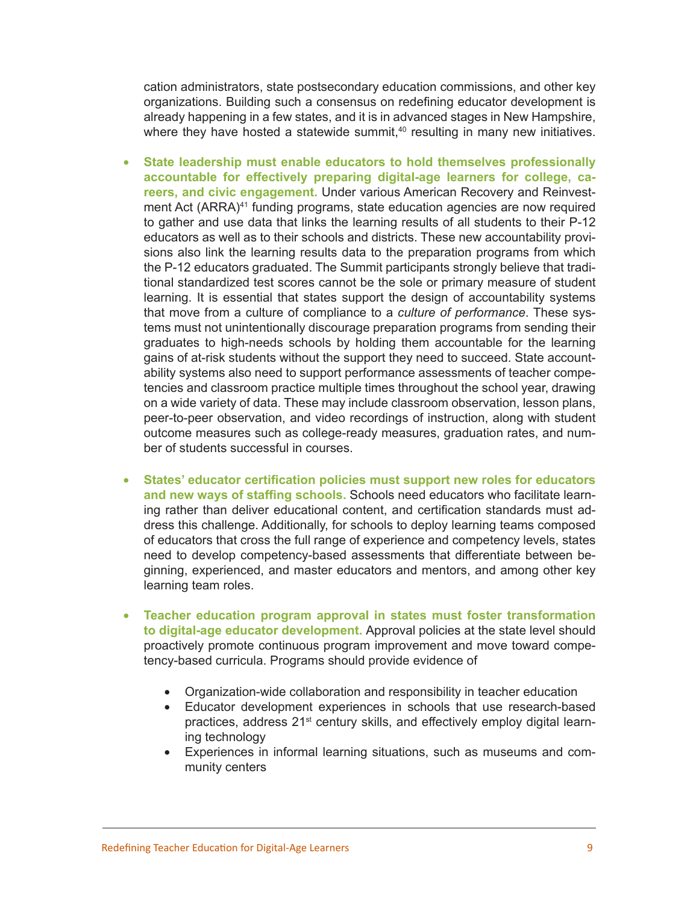cation administrators, state postsecondary education commissions, and other key organizations. Building such a consensus on redefining educator development is already happening in a few states, and it is in advanced stages in New Hampshire, where they have hosted a statewide summit,[40] resulting in many new initiatives.

- **State leadership must enable educators to hold themselves professionally accountable for effectively preparing digital-age learners for college, careers, and civic engagement.** Under various American Recovery and Reinvestment Act (ARRA)[41] funding programs, state education agencies are now required to gather and use data that links the learning results of all students to their P-12 educators as well as to their schools and districts. These new accountability provisions also link the learning results data to the preparation programs from which the P-12 educators graduated. The Summit participants strongly believe that traditional standardized test scores cannot be the sole or primary measure of student learning. It is essential that states support the design of accountability systems that move from a culture of compliance to a *culture of performance*. These systems must not unintentionally discourage preparation programs from sending their graduates to high-needs schools by holding them accountable for the learning gains of at-risk students without the support they need to succeed. State accountability systems also need to support performance assessments of teacher competencies and classroom practice multiple times throughout the school year, drawing on a wide variety of data. These may include classroom observation, lesson plans, peer-to-peer observation, and video recordings of instruction, along with student outcome measures such as college-ready measures, graduation rates, and number of students successful in courses.

- **States' educator certification policies must support new roles for educators and new ways of staffing schools.** Schools need educators who facilitate learning rather than deliver educational content, and certification standards must address this challenge. Additionally, for schools to deploy learning teams composed of educators that cross the full range of experience and competency levels, states need to develop competency-based assessments that differentiate between beginning, experienced, and master educators and mentors, and among other key learning team roles.

- **Teacher education program approval in states must foster transformation to digital-age educator development.** Approval policies at the state level should proactively promote continuous program improvement and move toward competency-based curricula. Programs should provide evidence of

  - Organization-wide collaboration and responsibility in teacher education
  - Educator development experiences in schools that use research-based practices, address 21st century skills, and effectively employ digital learning technology
  - Experiences in informal learning situations, such as museums and community centers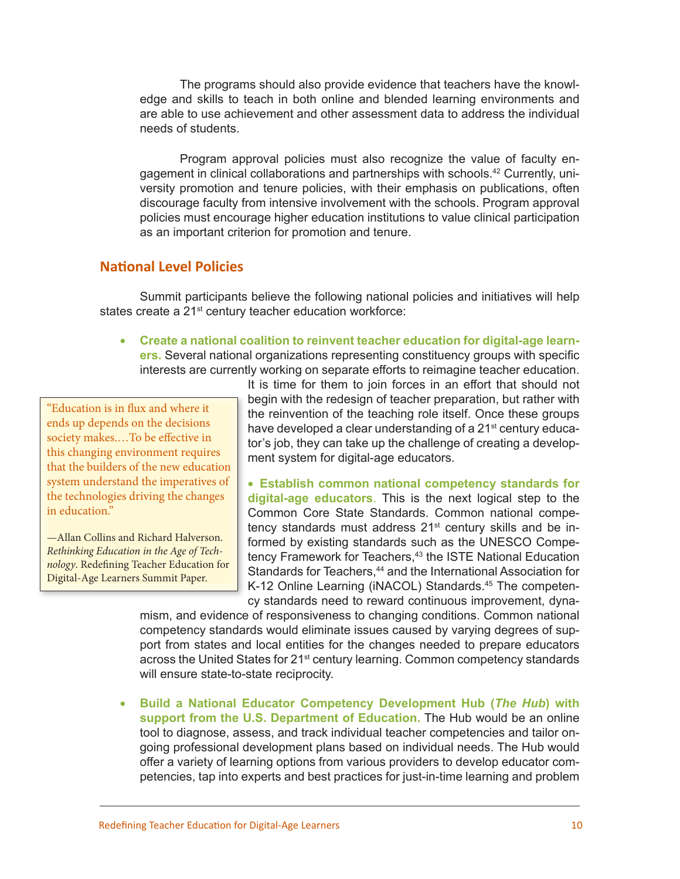The programs should also provide evidence that teachers have the knowledge and skills to teach in both online and blended learning environments and are able to use achievement and other assessment data to address the individual needs of students.

Program approval policies must also recognize the value of faculty engagement in clinical collaborations and partnerships with schools.[42] Currently, university promotion and tenure policies, with their emphasis on publications, often discourage faculty from intensive involvement with the schools. Program approval policies must encourage higher education institutions to value clinical participation as an important criterion for promotion and tenure.

## National Level Policies

Summit participants believe the following national policies and initiatives will help states create a 21st century teacher education workforce:

- **Create a national coalition to reinvent teacher education for digital-age learners.** Several national organizations representing constituency groups with specific interests are currently working on separate efforts to reimagine teacher education. It is time for them to join forces in an effort that should not begin with the redesign of teacher preparation, but rather with the reinvention of the teaching role itself. Once these groups have developed a clear understanding of a 21st century educator's job, they can take up the challenge of creating a development system for digital-age educators.

- **Establish common national competency standards for digital-age educators.** This is the next logical step to the Common Core State Standards. Common national competency standards must address 21st century skills and be informed by existing standards such as the UNESCO Competency Framework for Teachers,[43] the ISTE National Education Standards for Teachers,[44] and the International Association for K-12 Online Learning (iNACOL) Standards.[45] The competency standards need to reward continuous improvement, dynamism, and evidence of responsiveness to changing conditions. Common national competency standards would eliminate issues caused by varying degrees of support from states and local entities for the changes needed to prepare educators across the United States for 21st century learning. Common competency standards will ensure state-to-state reciprocity.

- **Build a National Educator Competency Development Hub (*The Hub*) with support from the U.S. Department of Education.** The Hub would be an online tool to diagnose, assess, and track individual teacher competencies and tailor ongoing professional development plans based on individual needs. The Hub would offer a variety of learning options from various providers to develop educator competencies, tap into experts and best practices for just-in-time learning and problem

> "Education is in flux and where it ends up depends on the decisions society makes.…To be effective in this changing environment requires that the builders of the new education system understand the imperatives of the technologies driving the changes in education."
>
> —Allan Collins and Richard Halverson. *Rethinking Education in the Age of Technology*. Redefining Teacher Education for Digital-Age Learners Summit Paper.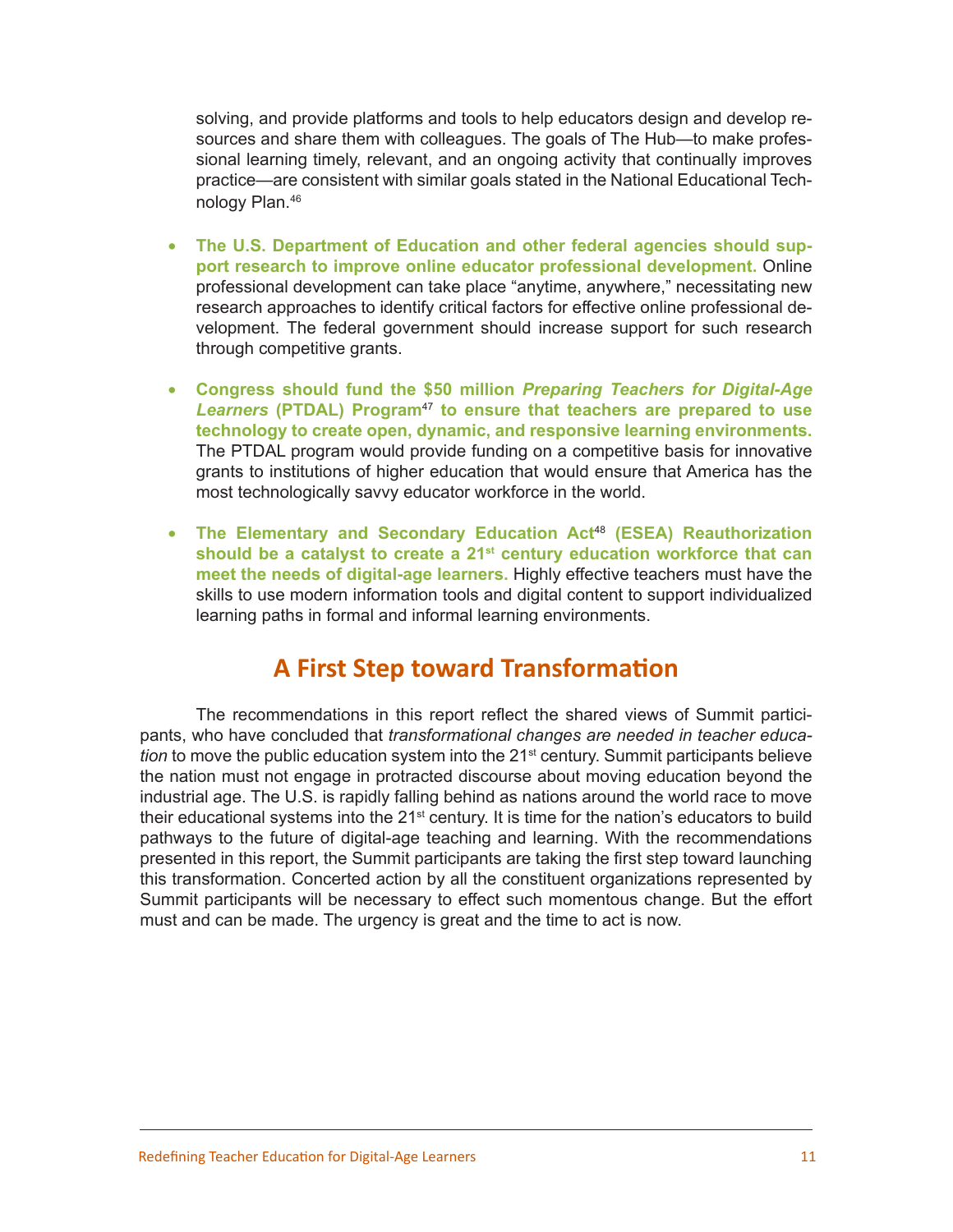solving, and provide platforms and tools to help educators design and develop resources and share them with colleagues. The goals of The Hub—to make professional learning timely, relevant, and an ongoing activity that continually improves practice—are consistent with similar goals stated in the National Educational Technology Plan.[46]

- **The U.S. Department of Education and other federal agencies should support research to improve online educator professional development.** Online professional development can take place "anytime, anywhere," necessitating new research approaches to identify critical factors for effective online professional development. The federal government should increase support for such research through competitive grants.

- **Congress should fund the $50 million *Preparing Teachers for Digital-Age Learners* (PTDAL) Program[47] to ensure that teachers are prepared to use technology to create open, dynamic, and responsive learning environments.** The PTDAL program would provide funding on a competitive basis for innovative grants to institutions of higher education that would ensure that America has the most technologically savvy educator workforce in the world.

- **The Elementary and Secondary Education Act[48] (ESEA) Reauthorization should be a catalyst to create a 21st century education workforce that can meet the needs of digital-age learners.** Highly effective teachers must have the skills to use modern information tools and digital content to support individualized learning paths in formal and informal learning environments.

## A First Step toward Transformation

The recommendations in this report reflect the shared views of Summit participants, who have concluded that *transformational changes are needed in teacher education* to move the public education system into the 21st century. Summit participants believe the nation must not engage in protracted discourse about moving education beyond the industrial age. The U.S. is rapidly falling behind as nations around the world race to move their educational systems into the 21st century. It is time for the nation's educators to build pathways to the future of digital-age teaching and learning. With the recommendations presented in this report, the Summit participants are taking the first step toward launching this transformation. Concerted action by all the constituent organizations represented by Summit participants will be necessary to effect such momentous change. But the effort must and can be made. The urgency is great and the time to act is now.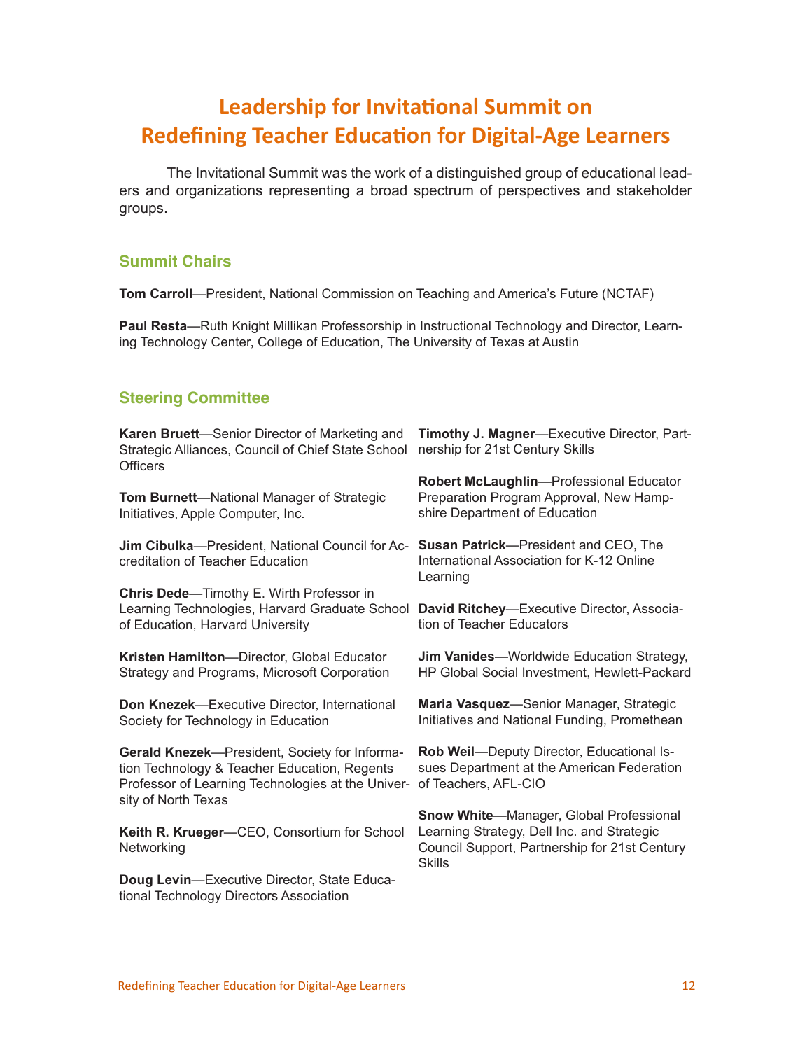# Leadership for Invitational Summit on Redefining Teacher Education for Digital-Age Learners

The Invitational Summit was the work of a distinguished group of educational leaders and organizations representing a broad spectrum of perspectives and stakeholder groups.

## Summit Chairs

**Tom Carroll**—President, National Commission on Teaching and America's Future (NCTAF)

**Paul Resta**—Ruth Knight Millikan Professorship in Instructional Technology and Director, Learning Technology Center, College of Education, The University of Texas at Austin

## Steering Committee

**Karen Bruett**—Senior Director of Marketing and Strategic Alliances, Council of Chief State School Officers

**Tom Burnett**—National Manager of Strategic Initiatives, Apple Computer, Inc.

**Jim Cibulka**—President, National Council for Accreditation of Teacher Education

**Chris Dede**—Timothy E. Wirth Professor in Learning Technologies, Harvard Graduate School of Education, Harvard University

**Kristen Hamilton**—Director, Global Educator Strategy and Programs, Microsoft Corporation

**Don Knezek**—Executive Director, International Society for Technology in Education

**Gerald Knezek**—President, Society for Information Technology & Teacher Education, Regents Professor of Learning Technologies at the University of North Texas

**Keith R. Krueger**—CEO, Consortium for School Networking

**Doug Levin**—Executive Director, State Educational Technology Directors Association

**Timothy J. Magner**—Executive Director, Partnership for 21st Century Skills

**Robert McLaughlin**—Professional Educator Preparation Program Approval, New Hampshire Department of Education

**Susan Patrick**—President and CEO, The International Association for K-12 Online Learning

**David Ritchey**—Executive Director, Association of Teacher Educators

**Jim Vanides**—Worldwide Education Strategy, HP Global Social Investment, Hewlett-Packard

**Maria Vasquez**—Senior Manager, Strategic Initiatives and National Funding, Promethean

**Rob Weil**—Deputy Director, Educational Issues Department at the American Federation of Teachers, AFL-CIO

**Snow White**—Manager, Global Professional Learning Strategy, Dell Inc. and Strategic Council Support, Partnership for 21st Century Skills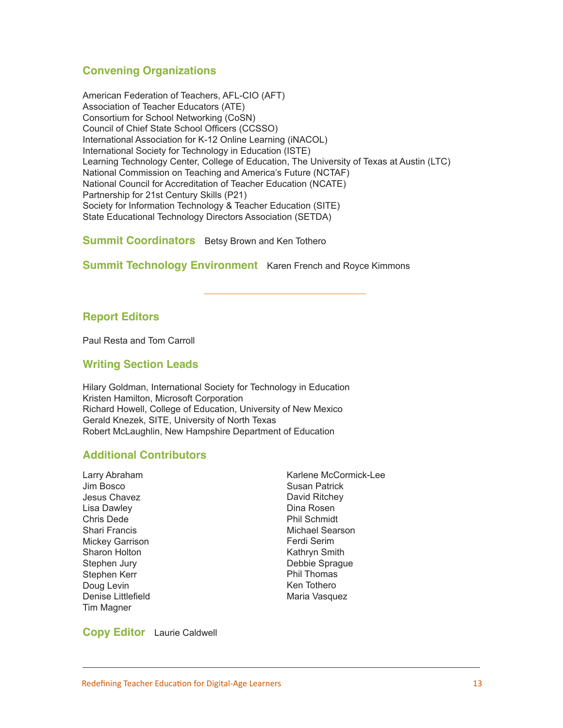## Convening Organizations

American Federation of Teachers, AFL-CIO (AFT)
Association of Teacher Educators (ATE)
Consortium for School Networking (CoSN)
Council of Chief State School Officers (CCSSO)
International Association for K-12 Online Learning (iNACOL)
International Society for Technology in Education (ISTE)
Learning Technology Center, College of Education, The University of Texas at Austin (LTC)
National Commission on Teaching and America's Future (NCTAF)
National Council for Accreditation of Teacher Education (NCATE)
Partnership for 21st Century Skills (P21)
Society for Information Technology & Teacher Education (SITE)
State Educational Technology Directors Association (SETDA)

**Summit Coordinators** Betsy Brown and Ken Tothero

**Summit Technology Environment** Karen French and Royce Kimmons

---

## Report Editors

Paul Resta and Tom Carroll

## Writing Section Leads

Hilary Goldman, International Society for Technology in Education
Kristen Hamilton, Microsoft Corporation
Richard Howell, College of Education, University of New Mexico
Gerald Knezek, SITE, University of North Texas
Robert McLaughlin, New Hampshire Department of Education

## Additional Contributors

Larry Abraham
Jim Bosco
Jesus Chavez
Lisa Dawley
Chris Dede
Shari Francis
Mickey Garrison
Sharon Holton
Stephen Jury
Stephen Kerr
Doug Levin
Denise Littlefield
Tim Magner
Karlene McCormick-Lee
Susan Patrick
David Ritchey
Dina Rosen
Phil Schmidt
Michael Searson
Ferdi Serim
Kathryn Smith
Debbie Sprague
Phil Thomas
Ken Tothero
Maria Vasquez

**Copy Editor** Laurie Caldwell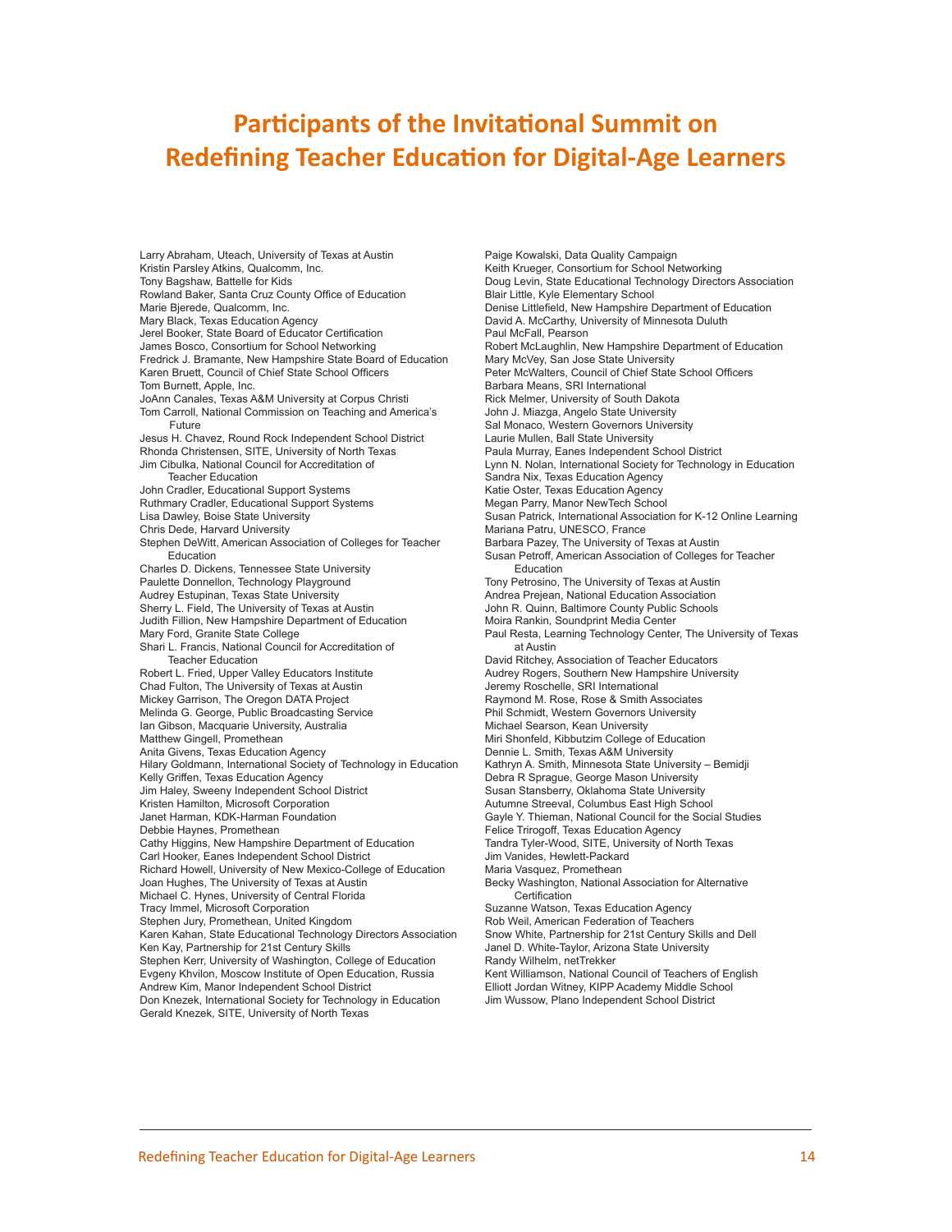# Participants of the Invitational Summit on Redefining Teacher Education for Digital-Age Learners

Larry Abraham, Uteach, University of Texas at Austin
Kristin Parsley Atkins, Qualcomm, Inc.
Tony Bagshaw, Battelle for Kids
Rowland Baker, Santa Cruz County Office of Education
Marie Bjerede, Qualcomm, Inc.
Mary Black, Texas Education Agency
Jerel Booker, State Board of Educator Certification
James Bosco, Consortium for School Networking
Fredrick J. Bramante, New Hampshire State Board of Education
Karen Bruett, Council of Chief State School Officers
Tom Burnett, Apple, Inc.
JoAnn Canales, Texas A&M University at Corpus Christi
Tom Carroll, National Commission on Teaching and America's Future
Jesus H. Chavez, Round Rock Independent School District
Rhonda Christensen, SITE, University of North Texas
Jim Cibulka, National Council for Accreditation of Teacher Education
John Cradler, Educational Support Systems
Ruthmary Cradler, Educational Support Systems
Lisa Dawley, Boise State University
Chris Dede, Harvard University
Stephen DeWitt, American Association of Colleges for Teacher Education
Charles D. Dickens, Tennessee State University
Paulette Donnellon, Technology Playground
Audrey Estupinan, Texas State University
Sherry L. Field, The University of Texas at Austin
Judith Fillion, New Hampshire Department of Education
Mary Ford, Granite State College
Shari L. Francis, National Council for Accreditation of Teacher Education
Robert L. Fried, Upper Valley Educators Institute
Chad Fulton, The University of Texas at Austin
Mickey Garrison, The Oregon DATA Project
Melinda G. George, Public Broadcasting Service
Ian Gibson, Macquarie University, Australia
Matthew Gingell, Promethean
Anita Givens, Texas Education Agency
Hilary Goldmann, International Society of Technology in Education
Kelly Griffen, Texas Education Agency
Jim Haley, Sweeny Independent School District
Kristen Hamilton, Microsoft Corporation
Janet Harman, KDK-Harman Foundation
Debbie Haynes, Promethean
Cathy Higgins, New Hampshire Department of Education
Carl Hooker, Eanes Independent School District
Richard Howell, University of New Mexico-College of Education
Joan Hughes, The University of Texas at Austin
Michael C. Hynes, University of Central Florida
Tracy Immel, Microsoft Corporation
Stephen Jury, Promethean, United Kingdom
Karen Kahan, State Educational Technology Directors Association
Ken Kay, Partnership for 21st Century Skills
Stephen Kerr, University of Washington, College of Education
Evgeny Khvilon, Moscow Institute of Open Education, Russia
Andrew Kim, Manor Independent School District
Don Knezek, International Society for Technology in Education
Gerald Knezek, SITE, University of North Texas
Paige Kowalski, Data Quality Campaign
Keith Krueger, Consortium for School Networking
Doug Levin, State Educational Technology Directors Association
Blair Little, Kyle Elementary School
Denise Littlefield, New Hampshire Department of Education
David A. McCarthy, University of Minnesota Duluth
Paul McFall, Pearson
Robert McLaughlin, New Hampshire Department of Education
Mary McVey, San Jose State University
Peter McWalters, Council of Chief State School Officers
Barbara Means, SRI International
Rick Melmer, University of South Dakota
John J. Miazga, Angelo State University
Sal Monaco, Western Governors University
Laurie Mullen, Ball State University
Paula Murray, Eanes Independent School District
Lynn N. Nolan, International Society for Technology in Education
Sandra Nix, Texas Education Agency
Katie Oster, Texas Education Agency
Megan Parry, Manor NewTech School
Susan Patrick, International Association for K-12 Online Learning
Mariana Patru, UNESCO, France
Barbara Pazey, The University of Texas at Austin
Susan Petroff, American Association of Colleges for Teacher Education
Tony Petrosino, The University of Texas at Austin
Andrea Prejean, National Education Association
John R. Quinn, Baltimore County Public Schools
Moira Rankin, Soundprint Media Center
Paul Resta, Learning Technology Center, The University of Texas at Austin
David Ritchey, Association of Teacher Educators
Audrey Rogers, Southern New Hampshire University
Jeremy Roschelle, SRI International
Raymond M. Rose, Rose & Smith Associates
Phil Schmidt, Western Governors University
Michael Searson, Kean University
Miri Shonfeld, Kibbutzim College of Education
Dennie L. Smith, Texas A&M University
Kathryn A. Smith, Minnesota State University – Bemidji
Debra R Sprague, George Mason University
Susan Stansberry, Oklahoma State University
Autumne Streeval, Columbus East High School
Gayle Y. Thieman, National Council for the Social Studies
Felice Trirogoff, Texas Education Agency
Tandra Tyler-Wood, SITE, University of North Texas
Jim Vanides, Hewlett-Packard
Maria Vasquez, Promethean
Becky Washington, National Association for Alternative Certification
Suzanne Watson, Texas Education Agency
Rob Weil, American Federation of Teachers
Snow White, Partnership for 21st Century Skills and Dell
Janel D. White-Taylor, Arizona State University
Randy Wilhelm, netTrekker
Kent Williamson, National Council of Teachers of English
Elliott Jordan Witney, KIPP Academy Middle School
Jim Wussow, Plano Independent School District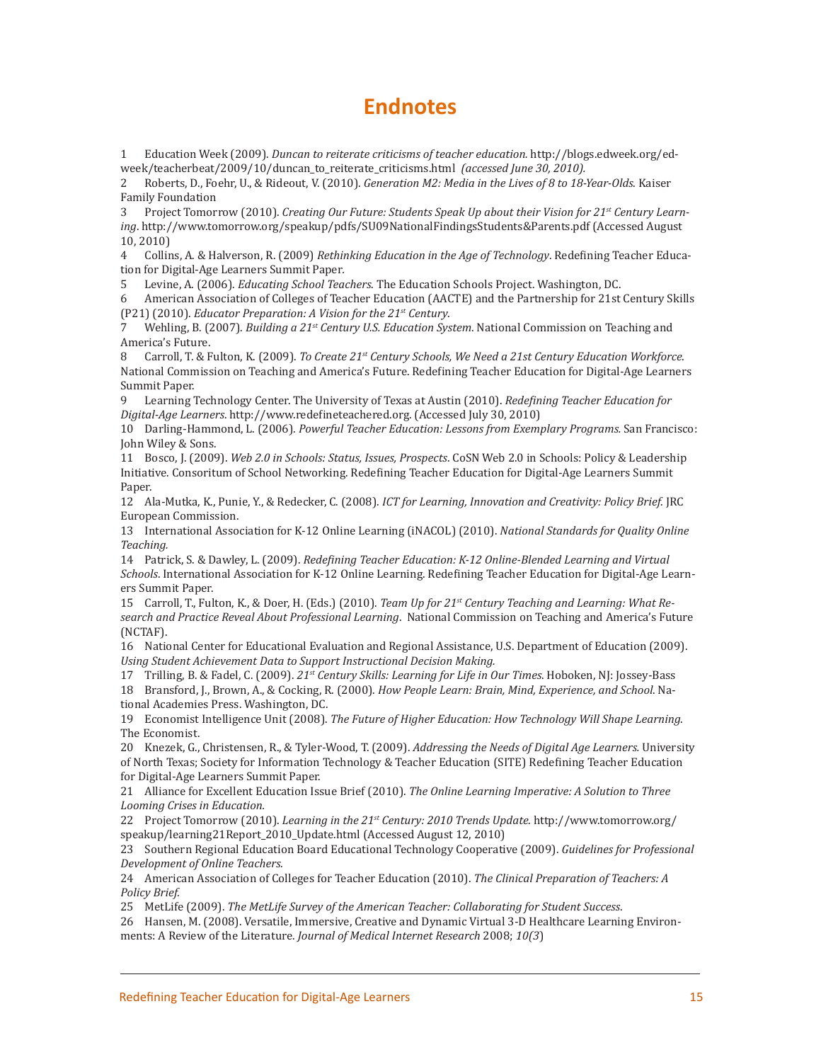# Endnotes

1 Education Week (2009). *Duncan to reiterate criticisms of teacher education.* http://blogs.edweek.org/edweek/teacherbeat/2009/10/duncan_to_reiterate_criticisms.html *(accessed June 30, 2010).*

2 Roberts, D., Foehr, U., & Rideout, V. (2010). *Generation M2: Media in the Lives of 8 to 18-Year-Olds.* Kaiser Family Foundation

3 Project Tomorrow (2010). *Creating Our Future: Students Speak Up about their Vision for 21st Century Learning*. http://www.tomorrow.org/speakup/pdfs/SU09NationalFindingsStudents&Parents.pdf (Accessed August 10, 2010)

4 Collins, A. & Halverson, R. (2009) *Rethinking Education in the Age of Technology*. Redefining Teacher Education for Digital-Age Learners Summit Paper.

5 Levine, A. (2006). *Educating School Teachers.* The Education Schools Project. Washington, DC.

6 American Association of Colleges of Teacher Education (AACTE) and the Partnership for 21st Century Skills (P21) (2010). *Educator Preparation: A Vision for the 21st Century.*

7 Wehling, B. (2007). *Building a 21st Century U.S. Education System*. National Commission on Teaching and America's Future.

8 Carroll, T. & Fulton, K. (2009). *To Create 21st Century Schools, We Need a 21st Century Education Workforce.* National Commission on Teaching and America's Future. Redefining Teacher Education for Digital-Age Learners Summit Paper.

9 Learning Technology Center. The University of Texas at Austin (2010). *Redefining Teacher Education for Digital-Age Learners*. http://www.redefineteachered.org. (Accessed July 30, 2010)

10 Darling-Hammond, L. (2006). *Powerful Teacher Education: Lessons from Exemplary Programs.* San Francisco: John Wiley & Sons.

11 Bosco, J. (2009). *Web 2.0 in Schools: Status, Issues, Prospects*. CoSN Web 2.0 in Schools: Policy & Leadership Initiative. Consoritum of School Networking. Redefining Teacher Education for Digital-Age Learners Summit Paper.

12 Ala-Mutka, K., Punie, Y., & Redecker, C. (2008). *ICT for Learning, Innovation and Creativity: Policy Brief.* JRC European Commission.

13 International Association for K-12 Online Learning (iNACOL) (2010). *National Standards for Quality Online Teaching.*

14 Patrick, S. & Dawley, L. (2009). *Redefining Teacher Education: K-12 Online-Blended Learning and Virtual Schools*. International Association for K-12 Online Learning. Redefining Teacher Education for Digital-Age Learners Summit Paper.

15 Carroll, T., Fulton, K., & Doer, H. (Eds.) (2010). *Team Up for 21st Century Teaching and Learning: What Research and Practice Reveal About Professional Learning*. National Commission on Teaching and America's Future (NCTAF).

16 National Center for Educational Evaluation and Regional Assistance, U.S. Department of Education (2009). *Using Student Achievement Data to Support Instructional Decision Making.*

17 Trilling, B. & Fadel, C. (2009). *21st Century Skills: Learning for Life in Our Times.* Hoboken, NJ: Jossey-Bass

18 Bransford, J., Brown, A., & Cocking, R. (2000). *How People Learn: Brain, Mind, Experience, and School*. National Academies Press. Washington, DC.

19 Economist Intelligence Unit (2008). *The Future of Higher Education: How Technology Will Shape Learning.* The Economist.

20 Knezek, G., Christensen, R., & Tyler-Wood, T. (2009). *Addressing the Needs of Digital Age Learners.* University of North Texas; Society for Information Technology & Teacher Education (SITE) Redefining Teacher Education for Digital-Age Learners Summit Paper.

21 Alliance for Excellent Education Issue Brief (2010). *The Online Learning Imperative: A Solution to Three Looming Crises in Education.*

22 Project Tomorrow (2010). *Learning in the 21st Century: 2010 Trends Update.* http://www.tomorrow.org/speakup/learning21Report_2010_Update.html (Accessed August 12, 2010)

23 Southern Regional Education Board Educational Technology Cooperative (2009). *Guidelines for Professional Development of Online Teachers.*

24 American Association of Colleges for Teacher Education (2010). *The Clinical Preparation of Teachers: A Policy Brief.*

25 MetLife (2009). *The MetLife Survey of the American Teacher: Collaborating for Student Success*.

26 Hansen, M. (2008). Versatile, Immersive, Creative and Dynamic Virtual 3-D Healthcare Learning Environments: A Review of the Literature. *Journal of Medical Internet Research* 2008; *10(3*)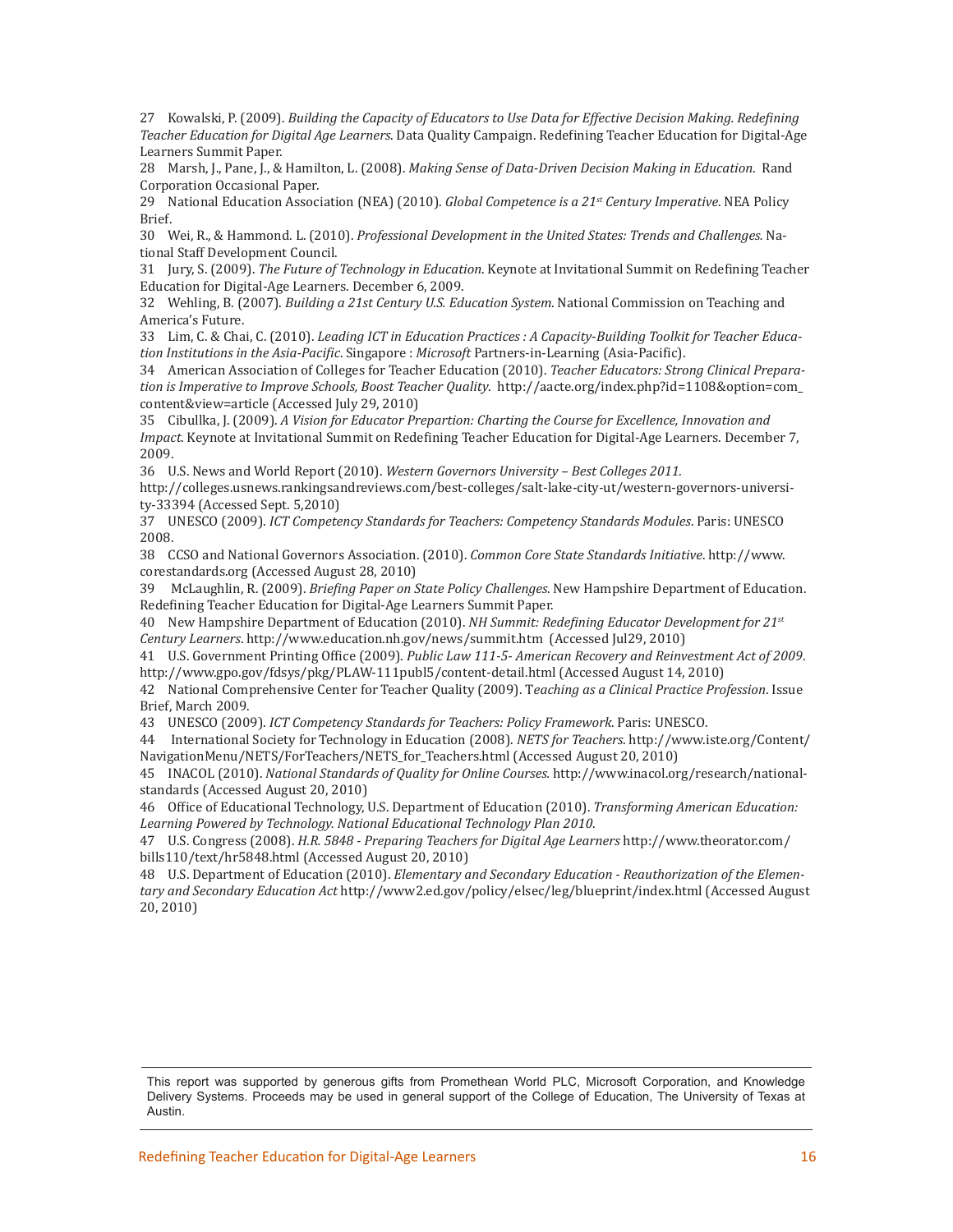27 Kowalski, P. (2009). *Building the Capacity of Educators to Use Data for Effective Decision Making. Redefining Teacher Education for Digital Age Learners*. Data Quality Campaign. Redefining Teacher Education for Digital-Age Learners Summit Paper.

28 Marsh, J., Pane, J., & Hamilton, L. (2008). *Making Sense of Data-Driven Decision Making in Education*. Rand Corporation Occasional Paper.

29 National Education Association (NEA) (2010). *Global Competence is a 21st Century Imperative*. NEA Policy Brief.

30 Wei, R., & Hammond. L. (2010). *Professional Development in the United States: Trends and Challenges*. National Staff Development Council.

31 Jury, S. (2009). *The Future of Technology in Education*. Keynote at Invitational Summit on Redefining Teacher Education for Digital-Age Learners. December 6, 2009.

32 Wehling, B. (2007). *Building a 21st Century U.S. Education System*. National Commission on Teaching and America's Future.

33 Lim, C. & Chai, C. (2010). *Leading ICT in Education Practices : A Capacity-Building Toolkit for Teacher Education Institutions in the Asia-Pacific*. Singapore : *Microsoft* Partners-in-Learning (Asia-Pacific).

34 American Association of Colleges for Teacher Education (2010). *Teacher Educators: Strong Clinical Preparation is Imperative to Improve Schools, Boost Teacher Quality*. http://aacte.org/index.php?id=1108&option=com_content&view=article (Accessed July 29, 2010)

35 Cibullka, J. (2009). *A Vision for Educator Prepartion: Charting the Course for Excellence, Innovation and Impact*. Keynote at Invitational Summit on Redefining Teacher Education for Digital-Age Learners. December 7, 2009.

36 U.S. News and World Report (2010). *Western Governors University – Best Colleges 2011.* http://colleges.usnews.rankingsandreviews.com/best-colleges/salt-lake-city-ut/western-governors-university-33394 (Accessed Sept. 5,2010)

37 UNESCO (2009). *ICT Competency Standards for Teachers: Competency Standards Modules*. Paris: UNESCO 2008.

38 CCSO and National Governors Association. (2010). *Common Core State Standards Initiative*. http://www.corestandards.org (Accessed August 28, 2010)

39 McLaughlin, R. (2009). *Briefing Paper on State Policy Challenges*. New Hampshire Department of Education. Redefining Teacher Education for Digital-Age Learners Summit Paper.

40 New Hampshire Department of Education (2010). *NH Summit: Redefining Educator Development for 21st Century Learners*. http://www.education.nh.gov/news/summit.htm (Accessed Jul29, 2010)

41 U.S. Government Printing Office (2009). *Public Law 111-5- American Recovery and Reinvestment Act of 2009*. http://www.gpo.gov/fdsys/pkg/PLAW-111publ5/content-detail.html (Accessed August 14, 2010)

42 National Comprehensive Center for Teacher Quality (2009). T*eaching as a Clinical Practice Profession*. Issue Brief, March 2009.

43 UNESCO (2009). *ICT Competency Standards for Teachers: Policy Framework*. Paris: UNESCO.

44 International Society for Technology in Education (2008). *NETS for Teachers*. http://www.iste.org/Content/NavigationMenu/NETS/ForTeachers/NETS_for_Teachers.html (Accessed August 20, 2010)

45 INACOL (2010). *National Standards of Quality for Online Courses.* http://www.inacol.org/research/nationalstandards (Accessed August 20, 2010)

46 Office of Educational Technology, U.S. Department of Education (2010). *Transforming American Education: Learning Powered by Technology. National Educational Technology Plan 2010*.

47 U.S. Congress (2008). *H.R. 5848 - Preparing Teachers for Digital Age Learners* http://www.theorator.com/bills110/text/hr5848.html (Accessed August 20, 2010)

48 U.S. Department of Education (2010). *Elementary and Secondary Education - Reauthorization of the Elementary and Secondary Education Act* http://www2.ed.gov/policy/elsec/leg/blueprint/index.html (Accessed August 20, 2010)

---

This report was supported by generous gifts from Promethean World PLC, Microsoft Corporation, and Knowledge Delivery Systems. Proceeds may be used in general support of the College of Education, The University of Texas at Austin.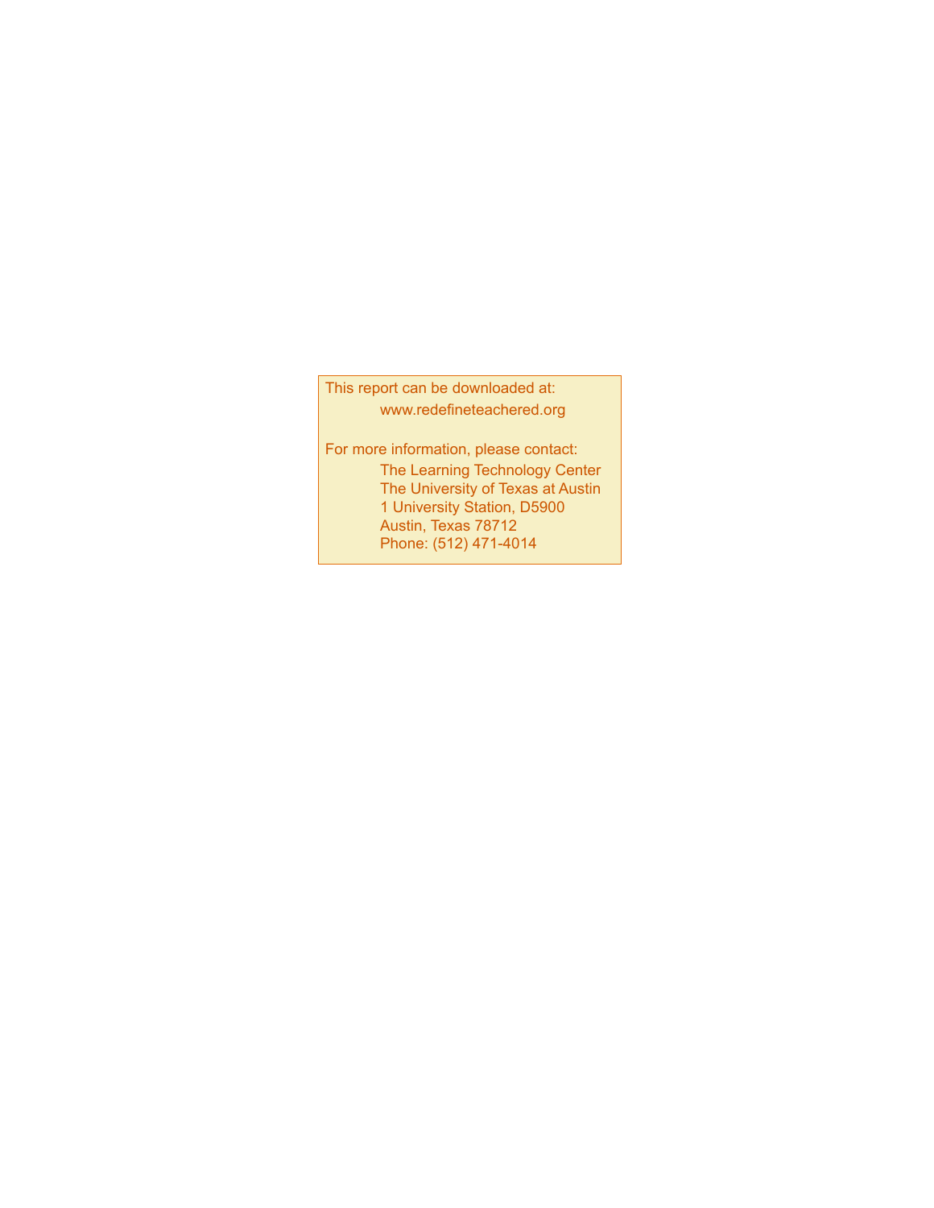This report can be downloaded at:

www.redefineteachered.org

For more information, please contact:

The Learning Technology Center
The University of Texas at Austin
1 University Station, D5900
Austin, Texas 78712
Phone: (512) 471-4014